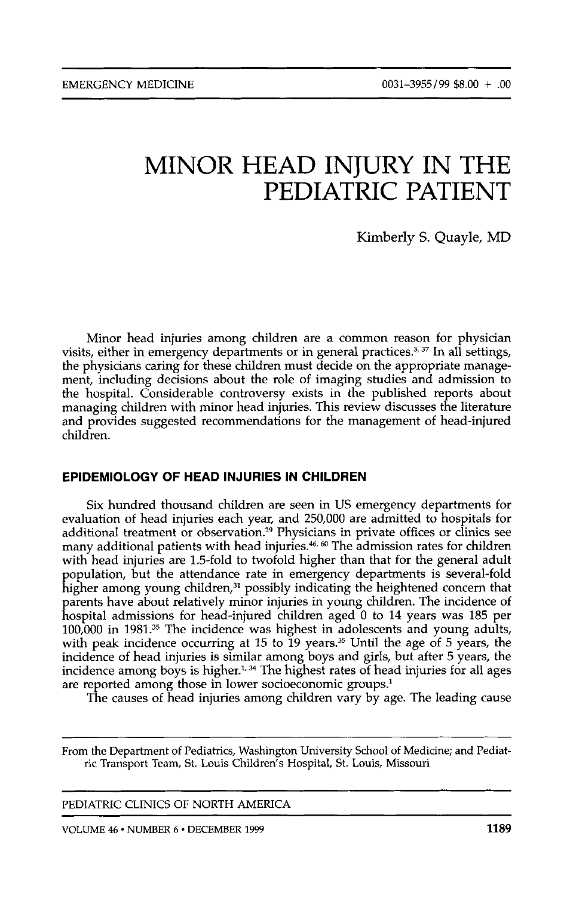# MINOR HEAD INJURY IN THE PEDIATRIC PATIENT

Kimberly S. Quayle, MD

Minor head injuries among children are a common reason for physician visits, either in emergency departments or in general practices.[3, 37] In all settings, the physicians caring for these children must decide on the appropriate management, including decisions about the role of imaging studies and admission to the hospital. Considerable controversy exists in the published reports about managing children with minor head injuries. This review discusses the literature and provides suggested recommendations for the management of head-injured children.

## EPIDEMIOLOGY OF HEAD INJURIES IN CHILDREN

Six hundred thousand children are seen in US emergency departments for evaluation of head injuries each year, and 250,000 are admitted to hospitals for additional treatment or observation.[29] Physicians in private offices or clinics see many additional patients with head injuries.[46, 60] The admission rates for children with head injuries are 1.5-fold to twofold higher than that for the general adult population, but the attendance rate in emergency departments is several-fold higher among young children,[31] possibly indicating the heightened concern that parents have about relatively minor injuries in young children. The incidence of hospital admissions for head-injured children aged 0 to 14 years was 185 per 100,000 in 1981.[35] The incidence was highest in adolescents and young adults, with peak incidence occurring at 15 to 19 years.[35] Until the age of 5 years, the incidence of head injuries is similar among boys and girls, but after 5 years, the incidence among boys is higher.[1, 34] The highest rates of head injuries for all ages are reported among those in lower socioeconomic groups.[1]

The causes of head injuries among children vary by age. The leading cause

From the Department of Pediatrics, Washington University School of Medicine; and Pediatric Transport Team, St. Louis Children's Hospital, St. Louis, Missouri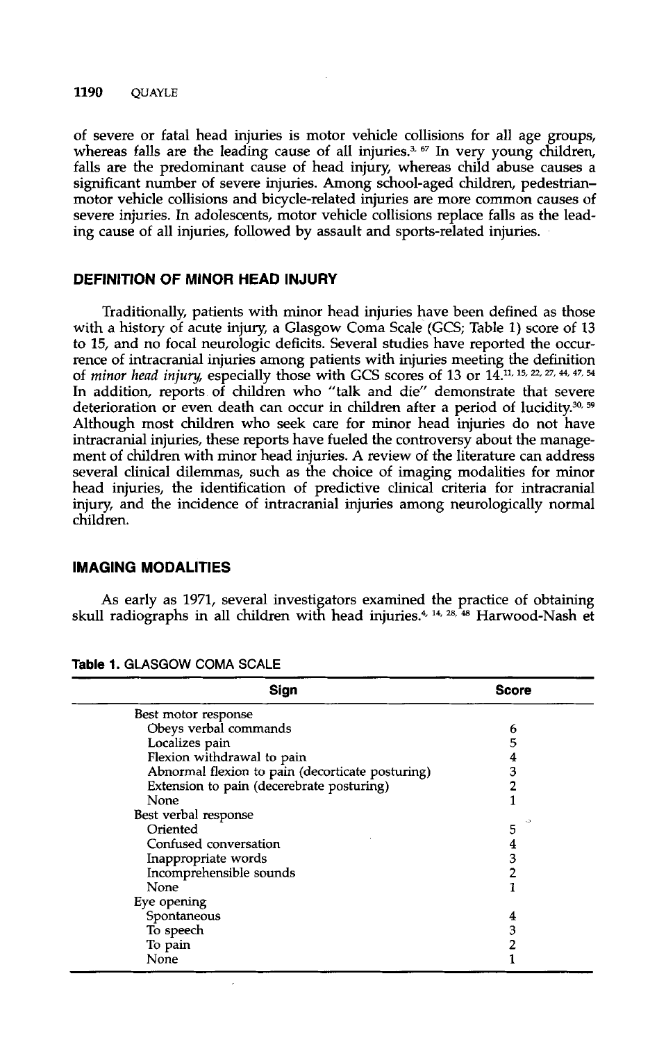of severe or fatal head injuries is motor vehicle collisions for all age groups, whereas falls are the leading cause of all injuries.[3, 67] In very young children, falls are the predominant cause of head injury, whereas child abuse causes a significant number of severe injuries. Among school-aged children, pedestrian–motor vehicle collisions and bicycle-related injuries are more common causes of severe injuries. In adolescents, motor vehicle collisions replace falls as the leading cause of all injuries, followed by assault and sports-related injuries.

## DEFINITION OF MINOR HEAD INJURY

Traditionally, patients with minor head injuries have been defined as those with a history of acute injury, a Glasgow Coma Scale (GCS; Table 1) score of 13 to 15, and no focal neurologic deficits. Several studies have reported the occurrence of intracranial injuries among patients with injuries meeting the definition of *minor head injury*, especially those with GCS scores of 13 or 14.[11, 15, 22, 27, 44, 47, 54] In addition, reports of children who "talk and die" demonstrate that severe deterioration or even death can occur in children after a period of lucidity.[30, 59] Although most children who seek care for minor head injuries do not have intracranial injuries, these reports have fueled the controversy about the management of children with minor head injuries. A review of the literature can address several clinical dilemmas, such as the choice of imaging modalities for minor head injuries, the identification of predictive clinical criteria for intracranial injury, and the incidence of intracranial injuries among neurologically normal children.

## IMAGING MODALITIES

As early as 1971, several investigators examined the practice of obtaining skull radiographs in all children with head injuries.[4, 14, 28, 48] Harwood-Nash et

**Table 1.** GLASGOW COMA SCALE

| Sign | Score |
|---|---|
| Best motor response | |
| Obeys verbal commands | 6 |
| Localizes pain | 5 |
| Flexion withdrawal to pain | 4 |
| Abnormal flexion to pain (decorticate posturing) | 3 |
| Extension to pain (decerebrate posturing) | 2 |
| None | 1 |
| Best verbal response | |
| Oriented | 5 |
| Confused conversation | 4 |
| Inappropriate words | 3 |
| Incomprehensible sounds | 2 |
| None | 1 |
| Eye opening | |
| Spontaneous | 4 |
| To speech | 3 |
| To pain | 2 |
| None | 1 |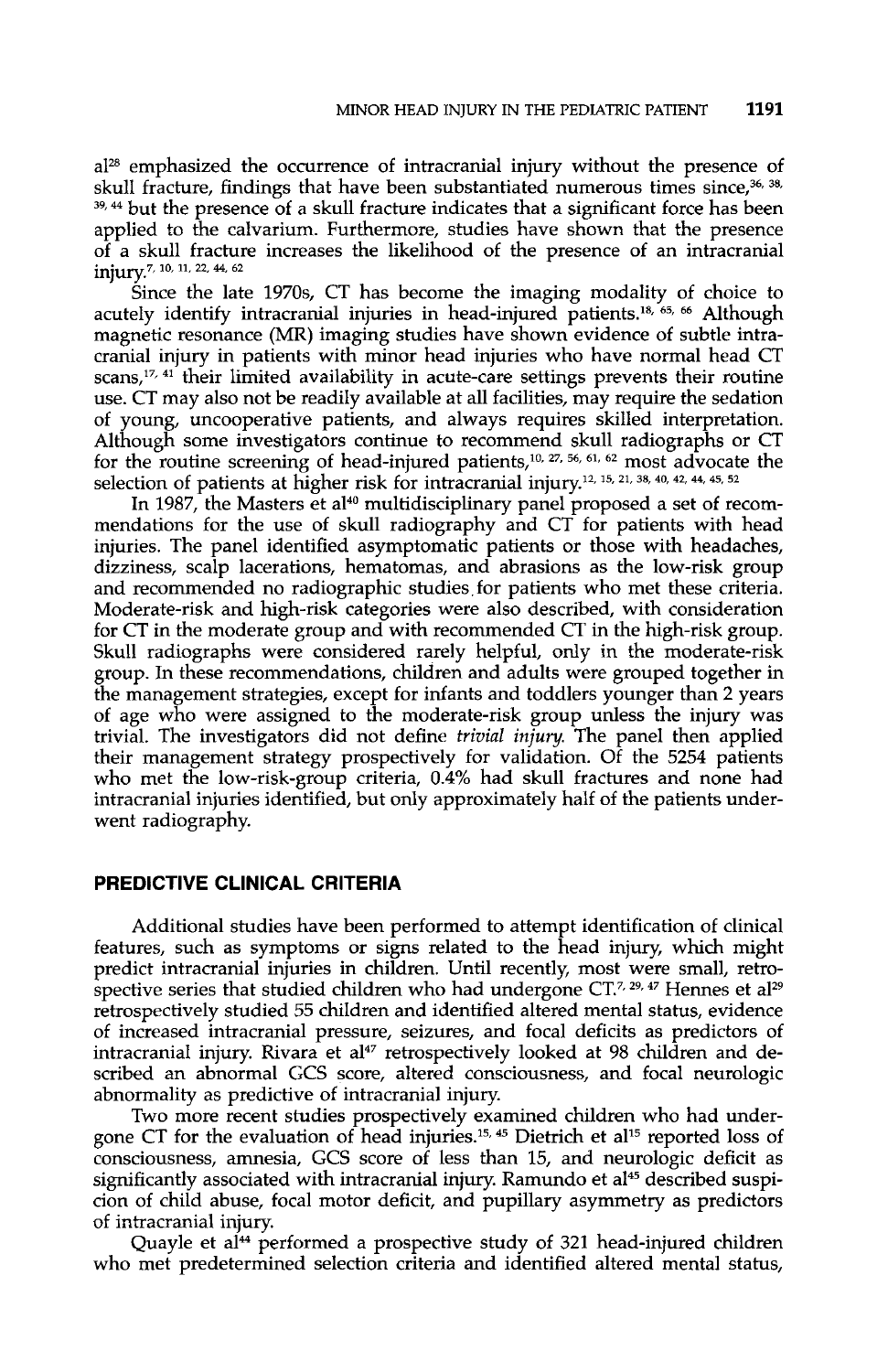al[28] emphasized the occurrence of intracranial injury without the presence of skull fracture, findings that have been substantiated numerous times since,[36, 38, 39, 44] but the presence of a skull fracture indicates that a significant force has been applied to the calvarium. Furthermore, studies have shown that the presence of a skull fracture increases the likelihood of the presence of an intracranial injury.[7, 10, 11, 22, 44, 62]

Since the late 1970s, CT has become the imaging modality of choice to acutely identify intracranial injuries in head-injured patients.[18, 65, 66] Although magnetic resonance (MR) imaging studies have shown evidence of subtle intracranial injury in patients with minor head injuries who have normal head CT scans,[17, 41] their limited availability in acute-care settings prevents their routine use. CT may also not be readily available at all facilities, may require the sedation of young, uncooperative patients, and always requires skilled interpretation. Although some investigators continue to recommend skull radiographs or CT for the routine screening of head-injured patients,[10, 27, 56, 61, 62] most advocate the selection of patients at higher risk for intracranial injury.[12, 15, 21, 38, 40, 42, 44, 45, 52]

In 1987, the Masters et al[40] multidisciplinary panel proposed a set of recommendations for the use of skull radiography and CT for patients with head injuries. The panel identified asymptomatic patients or those with headaches, dizziness, scalp lacerations, hematomas, and abrasions as the low-risk group and recommended no radiographic studies for patients who met these criteria. Moderate-risk and high-risk categories were also described, with consideration for CT in the moderate group and with recommended CT in the high-risk group. Skull radiographs were considered rarely helpful, only in the moderate-risk group. In these recommendations, children and adults were grouped together in the management strategies, except for infants and toddlers younger than 2 years of age who were assigned to the moderate-risk group unless the injury was trivial. The investigators did not define *trivial injury.* The panel then applied their management strategy prospectively for validation. Of the 5254 patients who met the low-risk-group criteria, 0.4% had skull fractures and none had intracranial injuries identified, but only approximately half of the patients underwent radiography.

## PREDICTIVE CLINICAL CRITERIA

Additional studies have been performed to attempt identification of clinical features, such as symptoms or signs related to the head injury, which might predict intracranial injuries in children. Until recently, most were small, retrospective series that studied children who had undergone CT.[7, 29, 47] Hennes et al[29] retrospectively studied 55 children and identified altered mental status, evidence of increased intracranial pressure, seizures, and focal deficits as predictors of intracranial injury. Rivara et al[47] retrospectively looked at 98 children and described an abnormal GCS score, altered consciousness, and focal neurologic abnormality as predictive of intracranial injury.

Two more recent studies prospectively examined children who had undergone CT for the evaluation of head injuries.[15, 45] Dietrich et al[15] reported loss of consciousness, amnesia, GCS score of less than 15, and neurologic deficit as significantly associated with intracranial injury. Ramundo et al[45] described suspicion of child abuse, focal motor deficit, and pupillary asymmetry as predictors of intracranial injury.

Quayle et al[44] performed a prospective study of 321 head-injured children who met predetermined selection criteria and identified altered mental status,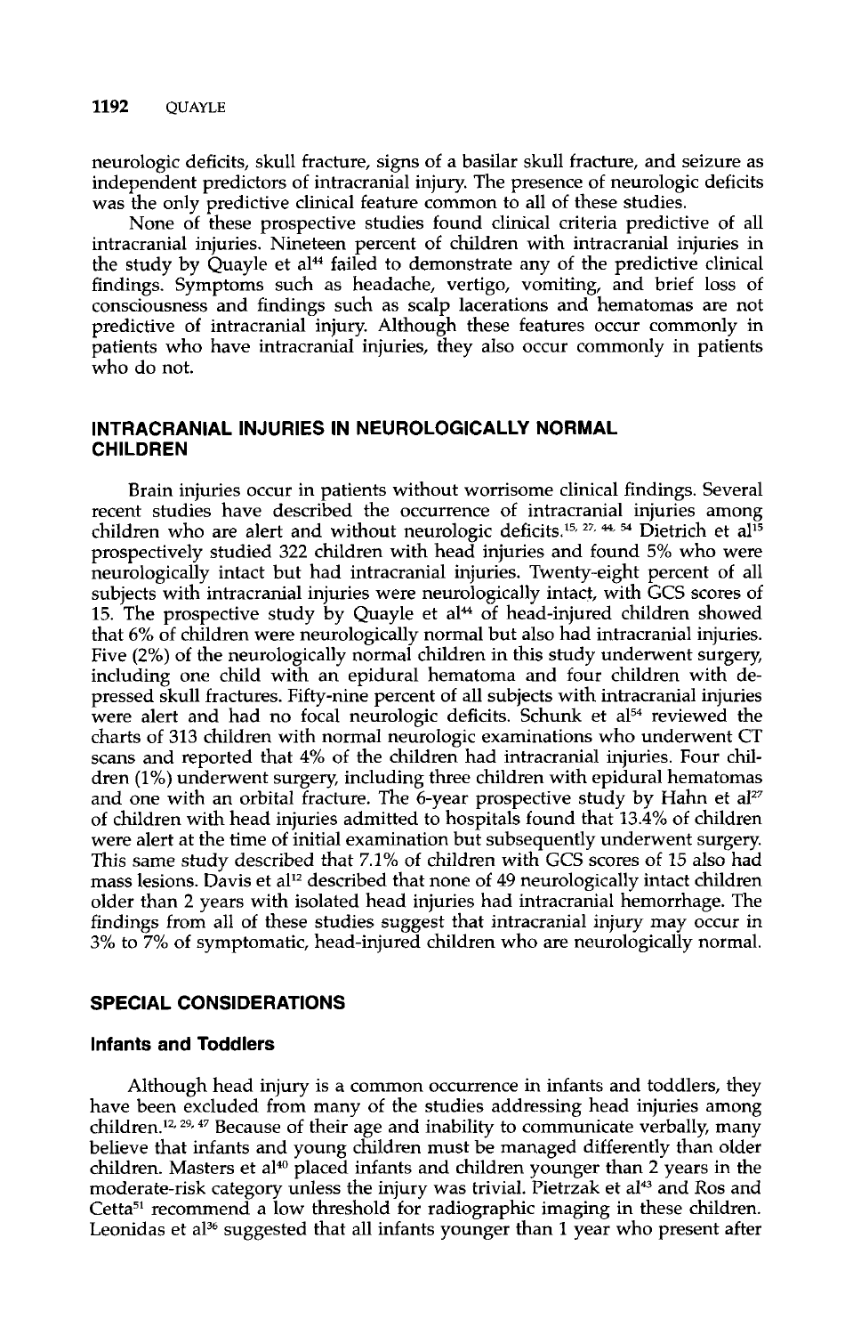neurologic deficits, skull fracture, signs of a basilar skull fracture, and seizure as independent predictors of intracranial injury. The presence of neurologic deficits was the only predictive clinical feature common to all of these studies.

None of these prospective studies found clinical criteria predictive of all intracranial injuries. Nineteen percent of children with intracranial injuries in the study by Quayle et al[44] failed to demonstrate any of the predictive clinical findings. Symptoms such as headache, vertigo, vomiting, and brief loss of consciousness and findings such as scalp lacerations and hematomas are not predictive of intracranial injury. Although these features occur commonly in patients who have intracranial injuries, they also occur commonly in patients who do not.

## INTRACRANIAL INJURIES IN NEUROLOGICALLY NORMAL CHILDREN

Brain injuries occur in patients without worrisome clinical findings. Several recent studies have described the occurrence of intracranial injuries among children who are alert and without neurologic deficits.[15, 27, 44, 54] Dietrich et al[15] prospectively studied 322 children with head injuries and found 5% who were neurologically intact but had intracranial injuries. Twenty-eight percent of all subjects with intracranial injuries were neurologically intact, with GCS scores of 15. The prospective study by Quayle et al[44] of head-injured children showed that 6% of children were neurologically normal but also had intracranial injuries. Five (2%) of the neurologically normal children in this study underwent surgery, including one child with an epidural hematoma and four children with depressed skull fractures. Fifty-nine percent of all subjects with intracranial injuries were alert and had no focal neurologic deficits. Schunk et al[54] reviewed the charts of 313 children with normal neurologic examinations who underwent CT scans and reported that 4% of the children had intracranial injuries. Four children (1%) underwent surgery, including three children with epidural hematomas and one with an orbital fracture. The 6-year prospective study by Hahn et al[27] of children with head injuries admitted to hospitals found that 13.4% of children were alert at the time of initial examination but subsequently underwent surgery. This same study described that 7.1% of children with GCS scores of 15 also had mass lesions. Davis et al[12] described that none of 49 neurologically intact children older than 2 years with isolated head injuries had intracranial hemorrhage. The findings from all of these studies suggest that intracranial injury may occur in 3% to 7% of symptomatic, head-injured children who are neurologically normal.

## SPECIAL CONSIDERATIONS

### Infants and Toddlers

Although head injury is a common occurrence in infants and toddlers, they have been excluded from many of the studies addressing head injuries among children.[12, 29, 47] Because of their age and inability to communicate verbally, many believe that infants and young children must be managed differently than older children. Masters et al[40] placed infants and children younger than 2 years in the moderate-risk category unless the injury was trivial. Pietrzak et al[43] and Ros and Cetta[51] recommend a low threshold for radiographic imaging in these children. Leonidas et al[36] suggested that all infants younger than 1 year who present after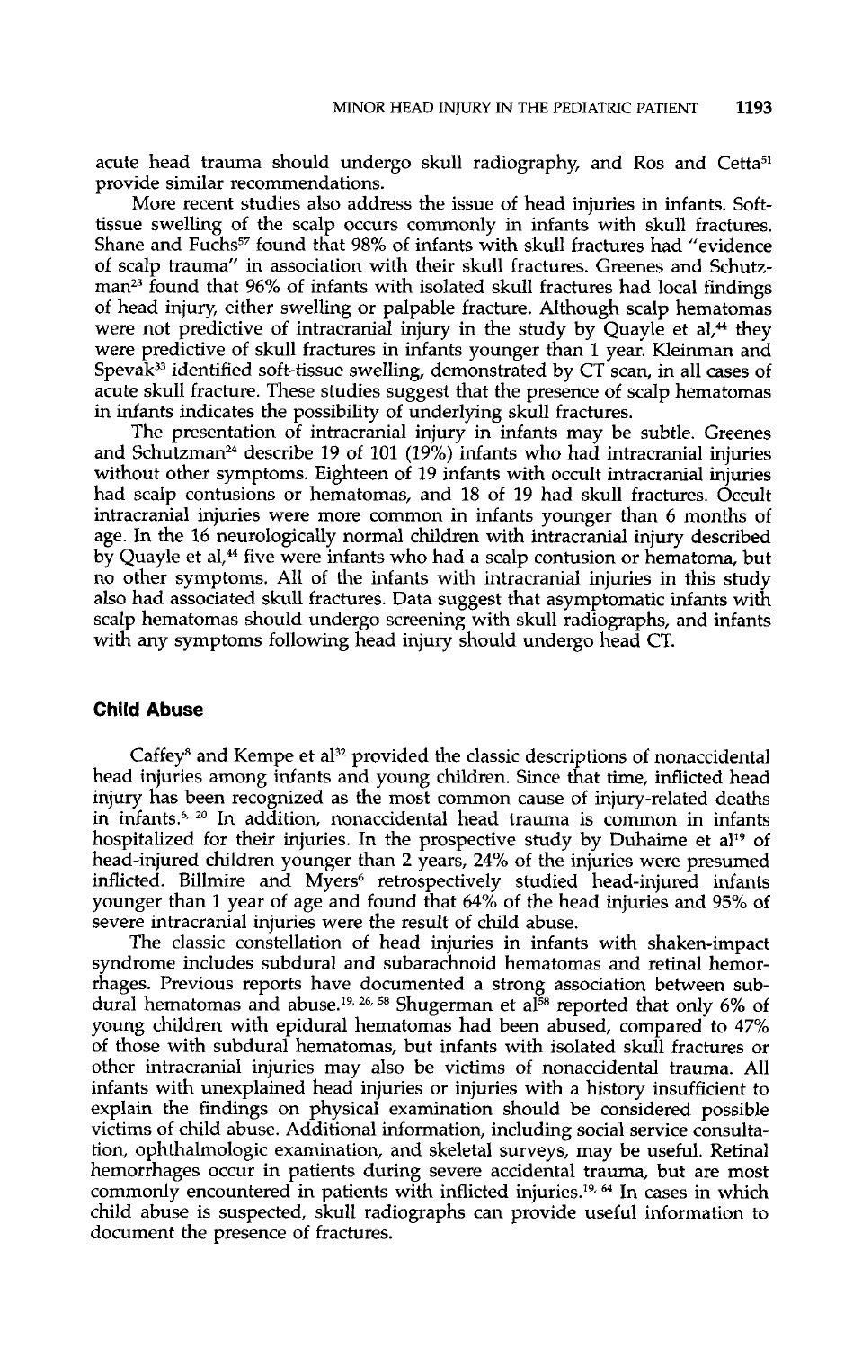acute head trauma should undergo skull radiography, and Ros and Cetta[51] provide similar recommendations.

More recent studies also address the issue of head injuries in infants. Soft-tissue swelling of the scalp occurs commonly in infants with skull fractures. Shane and Fuchs[57] found that 98% of infants with skull fractures had "evidence of scalp trauma" in association with their skull fractures. Greenes and Schutzman[23] found that 96% of infants with isolated skull fractures had local findings of head injury, either swelling or palpable fracture. Although scalp hematomas were not predictive of intracranial injury in the study by Quayle et al,[44] they were predictive of skull fractures in infants younger than 1 year. Kleinman and Spevak[33] identified soft-tissue swelling, demonstrated by CT scan, in all cases of acute skull fracture. These studies suggest that the presence of scalp hematomas in infants indicates the possibility of underlying skull fractures.

The presentation of intracranial injury in infants may be subtle. Greenes and Schutzman[24] describe 19 of 101 (19%) infants who had intracranial injuries without other symptoms. Eighteen of 19 infants with occult intracranial injuries had scalp contusions or hematomas, and 18 of 19 had skull fractures. Occult intracranial injuries were more common in infants younger than 6 months of age. In the 16 neurologically normal children with intracranial injury described by Quayle et al,[44] five were infants who had a scalp contusion or hematoma, but no other symptoms. All of the infants with intracranial injuries in this study also had associated skull fractures. Data suggest that asymptomatic infants with scalp hematomas should undergo screening with skull radiographs, and infants with any symptoms following head injury should undergo head CT.

## Child Abuse

Caffey[8] and Kempe et al[32] provided the classic descriptions of nonaccidental head injuries among infants and young children. Since that time, inflicted head injury has been recognized as the most common cause of injury-related deaths in infants.[6, 20] In addition, nonaccidental head trauma is common in infants hospitalized for their injuries. In the prospective study by Duhaime et al[19] of head-injured children younger than 2 years, 24% of the injuries were presumed inflicted. Billmire and Myers[6] retrospectively studied head-injured infants younger than 1 year of age and found that 64% of the head injuries and 95% of severe intracranial injuries were the result of child abuse.

The classic constellation of head injuries in infants with shaken-impact syndrome includes subdural and subarachnoid hematomas and retinal hemorrhages. Previous reports have documented a strong association between subdural hematomas and abuse.[19, 26, 58] Shugerman et al[58] reported that only 6% of young children with epidural hematomas had been abused, compared to 47% of those with subdural hematomas, but infants with isolated skull fractures or other intracranial injuries may also be victims of nonaccidental trauma. All infants with unexplained head injuries or injuries with a history insufficient to explain the findings on physical examination should be considered possible victims of child abuse. Additional information, including social service consultation, ophthalmologic examination, and skeletal surveys, may be useful. Retinal hemorrhages occur in patients during severe accidental trauma, but are most commonly encountered in patients with inflicted injuries.[19, 64] In cases in which child abuse is suspected, skull radiographs can provide useful information to document the presence of fractures.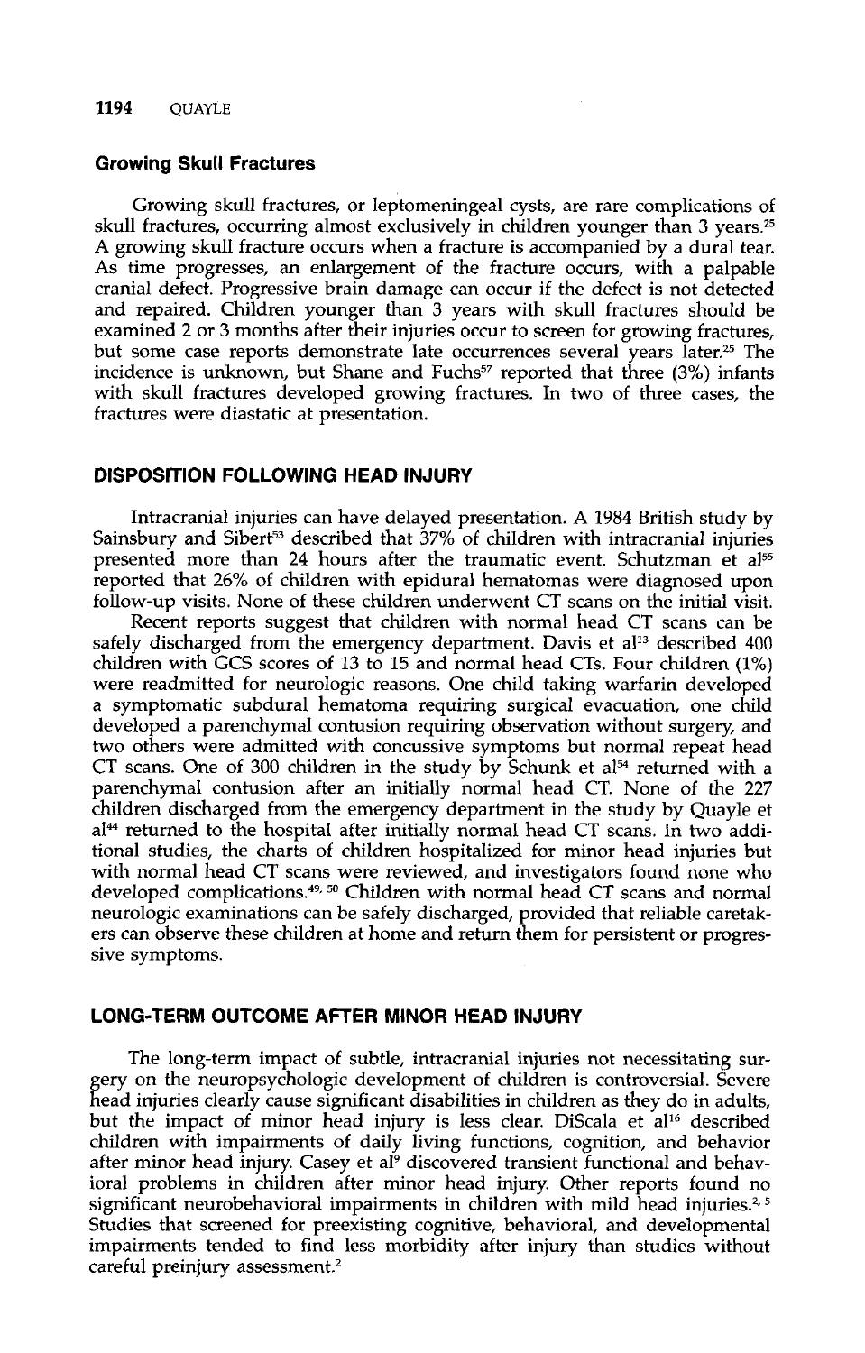### Growing Skull Fractures

Growing skull fractures, or leptomeningeal cysts, are rare complications of skull fractures, occurring almost exclusively in children younger than 3 years.[25] A growing skull fracture occurs when a fracture is accompanied by a dural tear. As time progresses, an enlargement of the fracture occurs, with a palpable cranial defect. Progressive brain damage can occur if the defect is not detected and repaired. Children younger than 3 years with skull fractures should be examined 2 or 3 months after their injuries occur to screen for growing fractures, but some case reports demonstrate late occurrences several years later.[25] The incidence is unknown, but Shane and Fuchs[57] reported that three (3%) infants with skull fractures developed growing fractures. In two of three cases, the fractures were diastatic at presentation.

## DISPOSITION FOLLOWING HEAD INJURY

Intracranial injuries can have delayed presentation. A 1984 British study by Sainsbury and Sibert[53] described that 37% of children with intracranial injuries presented more than 24 hours after the traumatic event. Schutzman et al[55] reported that 26% of children with epidural hematomas were diagnosed upon follow-up visits. None of these children underwent CT scans on the initial visit.

Recent reports suggest that children with normal head CT scans can be safely discharged from the emergency department. Davis et al[13] described 400 children with GCS scores of 13 to 15 and normal head CTs. Four children (1%) were readmitted for neurologic reasons. One child taking warfarin developed a symptomatic subdural hematoma requiring surgical evacuation, one child developed a parenchymal contusion requiring observation without surgery, and two others were admitted with concussive symptoms but normal repeat head CT scans. One of 300 children in the study by Schunk et al[54] returned with a parenchymal contusion after an initially normal head CT. None of the 227 children discharged from the emergency department in the study by Quayle et al[44] returned to the hospital after initially normal head CT scans. In two additional studies, the charts of children hospitalized for minor head injuries but with normal head CT scans were reviewed, and investigators found none who developed complications.[49, 50] Children with normal head CT scans and normal neurologic examinations can be safely discharged, provided that reliable caretakers can observe these children at home and return them for persistent or progressive symptoms.

## LONG-TERM OUTCOME AFTER MINOR HEAD INJURY

The long-term impact of subtle, intracranial injuries not necessitating surgery on the neuropsychologic development of children is controversial. Severe head injuries clearly cause significant disabilities in children as they do in adults, but the impact of minor head injury is less clear. DiScala et al[16] described children with impairments of daily living functions, cognition, and behavior after minor head injury. Casey et al[9] discovered transient functional and behavioral problems in children after minor head injury. Other reports found no significant neurobehavioral impairments in children with mild head injuries.[2, 5] Studies that screened for preexisting cognitive, behavioral, and developmental impairments tended to find less morbidity after injury than studies without careful preinjury assessment.[2]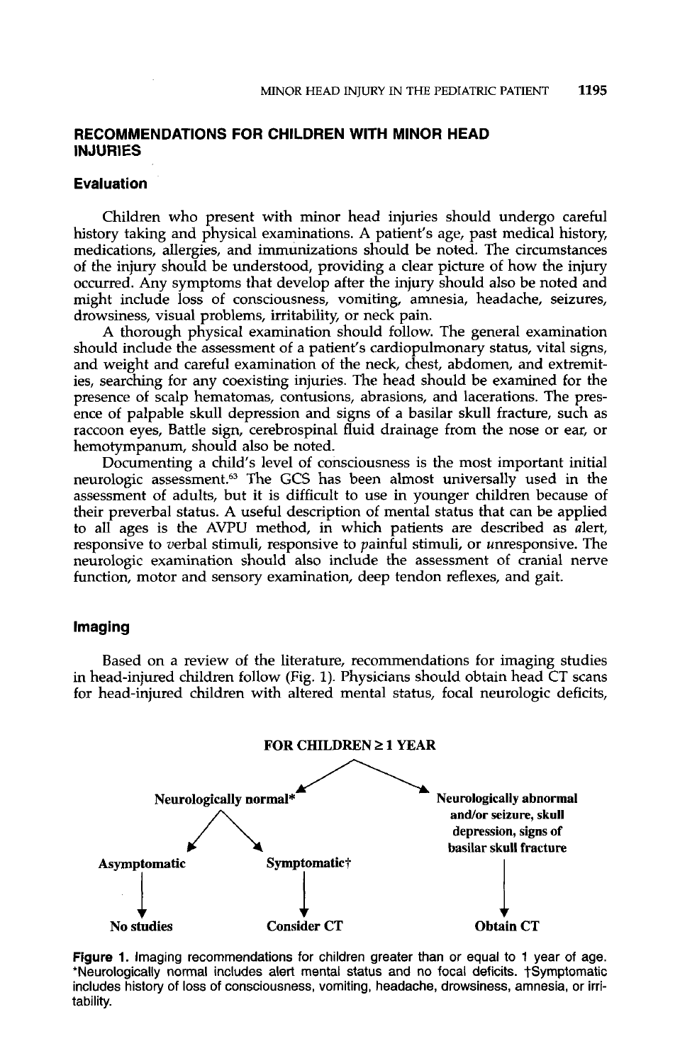## RECOMMENDATIONS FOR CHILDREN WITH MINOR HEAD INJURIES

### Evaluation

Children who present with minor head injuries should undergo careful history taking and physical examinations. A patient's age, past medical history, medications, allergies, and immunizations should be noted. The circumstances of the injury should be understood, providing a clear picture of how the injury occurred. Any symptoms that develop after the injury should also be noted and might include loss of consciousness, vomiting, amnesia, headache, seizures, drowsiness, visual problems, irritability, or neck pain.

A thorough physical examination should follow. The general examination should include the assessment of a patient's cardiopulmonary status, vital signs, and weight and careful examination of the neck, chest, abdomen, and extremities, searching for any coexisting injuries. The head should be examined for the presence of scalp hematomas, contusions, abrasions, and lacerations. The presence of palpable skull depression and signs of a basilar skull fracture, such as raccoon eyes, Battle sign, cerebrospinal fluid drainage from the nose or ear, or hemotympanum, should also be noted.

Documenting a child's level of consciousness is the most important initial neurologic assessment.[63] The GCS has been almost universally used in the assessment of adults, but it is difficult to use in younger children because of their preverbal status. A useful description of mental status that can be applied to all ages is the AVPU method, in which patients are described as *a*lert, responsive to *v*erbal stimuli, responsive to *p*ainful stimuli, or *u*nresponsive. The neurologic examination should also include the assessment of cranial nerve function, motor and sensory examination, deep tendon reflexes, and gait.

### Imaging

Based on a review of the literature, recommendations for imaging studies in head-injured children follow (Fig. 1). Physicians should obtain head CT scans for head-injured children with altered mental status, focal neurologic deficits,

**FOR CHILDREN ≥ 1 YEAR**

- **Neurologically normal***
  - **Asymptomatic** → **No studies**
  - **Symptomatic†** → **Consider CT**
- **Neurologically abnormal and/or seizure, skull depression, signs of basilar skull fracture** → **Obtain CT**

**Figure 1.** Imaging recommendations for children greater than or equal to 1 year of age. *Neurologically normal includes alert mental status and no focal deficits. †Symptomatic includes history of loss of consciousness, vomiting, headache, drowsiness, amnesia, or irritability.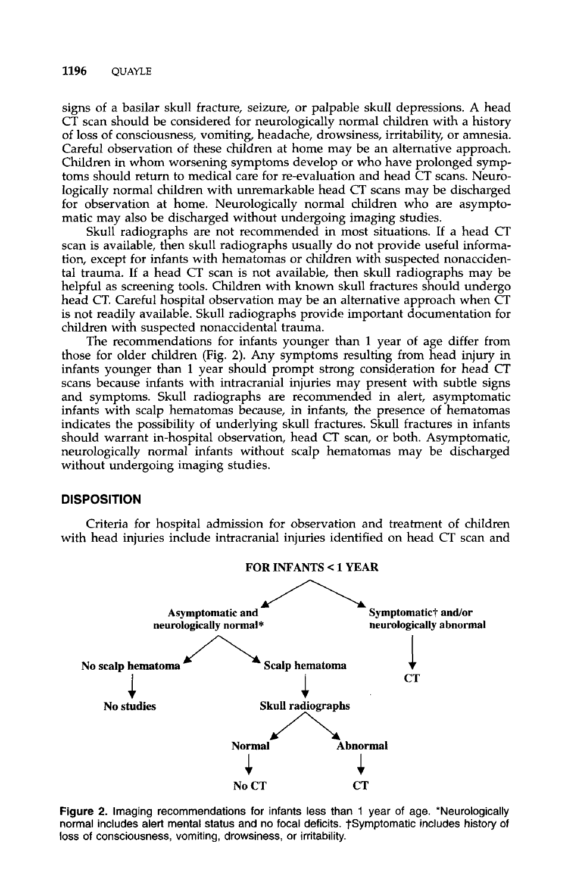signs of a basilar skull fracture, seizure, or palpable skull depressions. A head CT scan should be considered for neurologically normal children with a history of loss of consciousness, vomiting, headache, drowsiness, irritability, or amnesia. Careful observation of these children at home may be an alternative approach. Children in whom worsening symptoms develop or who have prolonged symptoms should return to medical care for re-evaluation and head CT scans. Neurologically normal children with unremarkable head CT scans may be discharged for observation at home. Neurologically normal children who are asymptomatic may also be discharged without undergoing imaging studies.

Skull radiographs are not recommended in most situations. If a head CT scan is available, then skull radiographs usually do not provide useful information, except for infants with hematomas or children with suspected nonaccidental trauma. If a head CT scan is not available, then skull radiographs may be helpful as screening tools. Children with known skull fractures should undergo head CT. Careful hospital observation may be an alternative approach when CT is not readily available. Skull radiographs provide important documentation for children with suspected nonaccidental trauma.

The recommendations for infants younger than 1 year of age differ from those for older children (Fig. 2). Any symptoms resulting from head injury in infants younger than 1 year should prompt strong consideration for head CT scans because infants with intracranial injuries may present with subtle signs and symptoms. Skull radiographs are recommended in alert, asymptomatic infants with scalp hematomas because, in infants, the presence of hematomas indicates the possibility of underlying skull fractures. Skull fractures in infants should warrant in-hospital observation, head CT scan, or both. Asymptomatic, neurologically normal infants without scalp hematomas may be discharged without undergoing imaging studies.

## DISPOSITION

Criteria for hospital admission for observation and treatment of children with head injuries include intracranial injuries identified on head CT scan and

**FOR INFANTS < 1 YEAR**

- **Asymptomatic and neurologically normal***
  - **No scalp hematoma** → **No studies**
  - **Scalp hematoma** → **Skull radiographs**
    - **Normal** → **No CT**
    - **Abnormal** → **CT**
- **Symptomatic† and/or neurologically abnormal** → **CT**

**Figure 2.** Imaging recommendations for infants less than 1 year of age. *Neurologically normal includes alert mental status and no focal deficits. †Symptomatic includes history of loss of consciousness, vomiting, drowsiness, or irritability.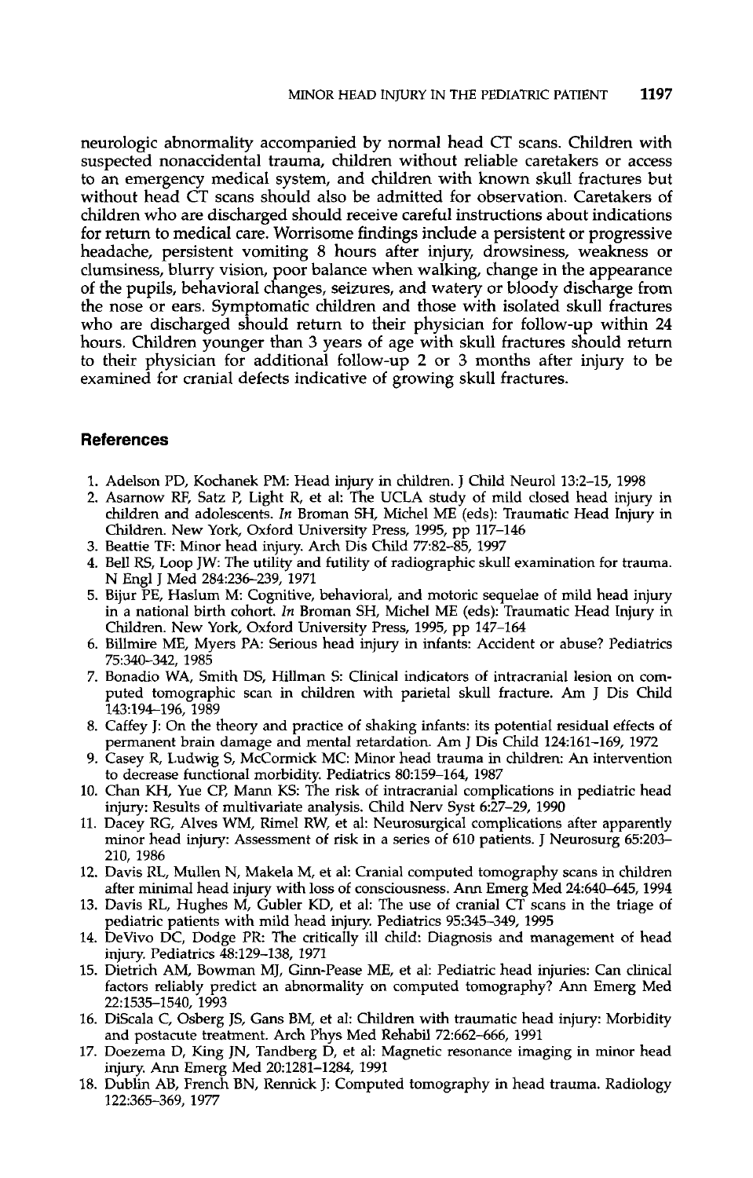neurologic abnormality accompanied by normal head CT scans. Children with suspected nonaccidental trauma, children without reliable caretakers or access to an emergency medical system, and children with known skull fractures but without head CT scans should also be admitted for observation. Caretakers of children who are discharged should receive careful instructions about indications for return to medical care. Worrisome findings include a persistent or progressive headache, persistent vomiting 8 hours after injury, drowsiness, weakness or clumsiness, blurry vision, poor balance when walking, change in the appearance of the pupils, behavioral changes, seizures, and watery or bloody discharge from the nose or ears. Symptomatic children and those with isolated skull fractures who are discharged should return to their physician for follow-up within 24 hours. Children younger than 3 years of age with skull fractures should return to their physician for additional follow-up 2 or 3 months after injury to be examined for cranial defects indicative of growing skull fractures.

## References

1. Adelson PD, Kochanek PM: Head injury in children. J Child Neurol 13:2–15, 1998
2. Asarnow RF, Satz P, Light R, et al: The UCLA study of mild closed head injury in children and adolescents. *In* Broman SH, Michel ME (eds): Traumatic Head Injury in Children. New York, Oxford University Press, 1995, pp 117–146
3. Beattie TF: Minor head injury. Arch Dis Child 77:82–85, 1997
4. Bell RS, Loop JW: The utility and futility of radiographic skull examination for trauma. N Engl J Med 284:236–239, 1971
5. Bijur PE, Haslum M: Cognitive, behavioral, and motoric sequelae of mild head injury in a national birth cohort. *In* Broman SH, Michel ME (eds): Traumatic Head Injury in Children. New York, Oxford University Press, 1995, pp 147–164
6. Billmire ME, Myers PA: Serious head injury in infants: Accident or abuse? Pediatrics 75:340–342, 1985
7. Bonadio WA, Smith DS, Hillman S: Clinical indicators of intracranial lesion on computed tomographic scan in children with parietal skull fracture. Am J Dis Child 143:194–196, 1989
8. Caffey J: On the theory and practice of shaking infants: its potential residual effects of permanent brain damage and mental retardation. Am J Dis Child 124:161–169, 1972
9. Casey R, Ludwig S, McCormick MC: Minor head trauma in children: An intervention to decrease functional morbidity. Pediatrics 80:159–164, 1987
10. Chan KH, Yue CP, Mann KS: The risk of intracranial complications in pediatric head injury: Results of multivariate analysis. Child Nerv Syst 6:27–29, 1990
11. Dacey RG, Alves WM, Rimel RW, et al: Neurosurgical complications after apparently minor head injury: Assessment of risk in a series of 610 patients. J Neurosurg 65:203–210, 1986
12. Davis RL, Mullen N, Makela M, et al: Cranial computed tomography scans in children after minimal head injury with loss of consciousness. Ann Emerg Med 24:640–645, 1994
13. Davis RL, Hughes M, Gubler KD, et al: The use of cranial CT scans in the triage of pediatric patients with mild head injury. Pediatrics 95:345–349, 1995
14. DeVivo DC, Dodge PR: The critically ill child: Diagnosis and management of head injury. Pediatrics 48:129–138, 1971
15. Dietrich AM, Bowman MJ, Ginn-Pease ME, et al: Pediatric head injuries: Can clinical factors reliably predict an abnormality on computed tomography? Ann Emerg Med 22:1535–1540, 1993
16. DiScala C, Osberg JS, Gans BM, et al: Children with traumatic head injury: Morbidity and postacute treatment. Arch Phys Med Rehabil 72:662–666, 1991
17. Doezema D, King JN, Tandberg D, et al: Magnetic resonance imaging in minor head injury. Ann Emerg Med 20:1281–1284, 1991
18. Dublin AB, French BN, Rennick J: Computed tomography in head trauma. Radiology 122:365–369, 1977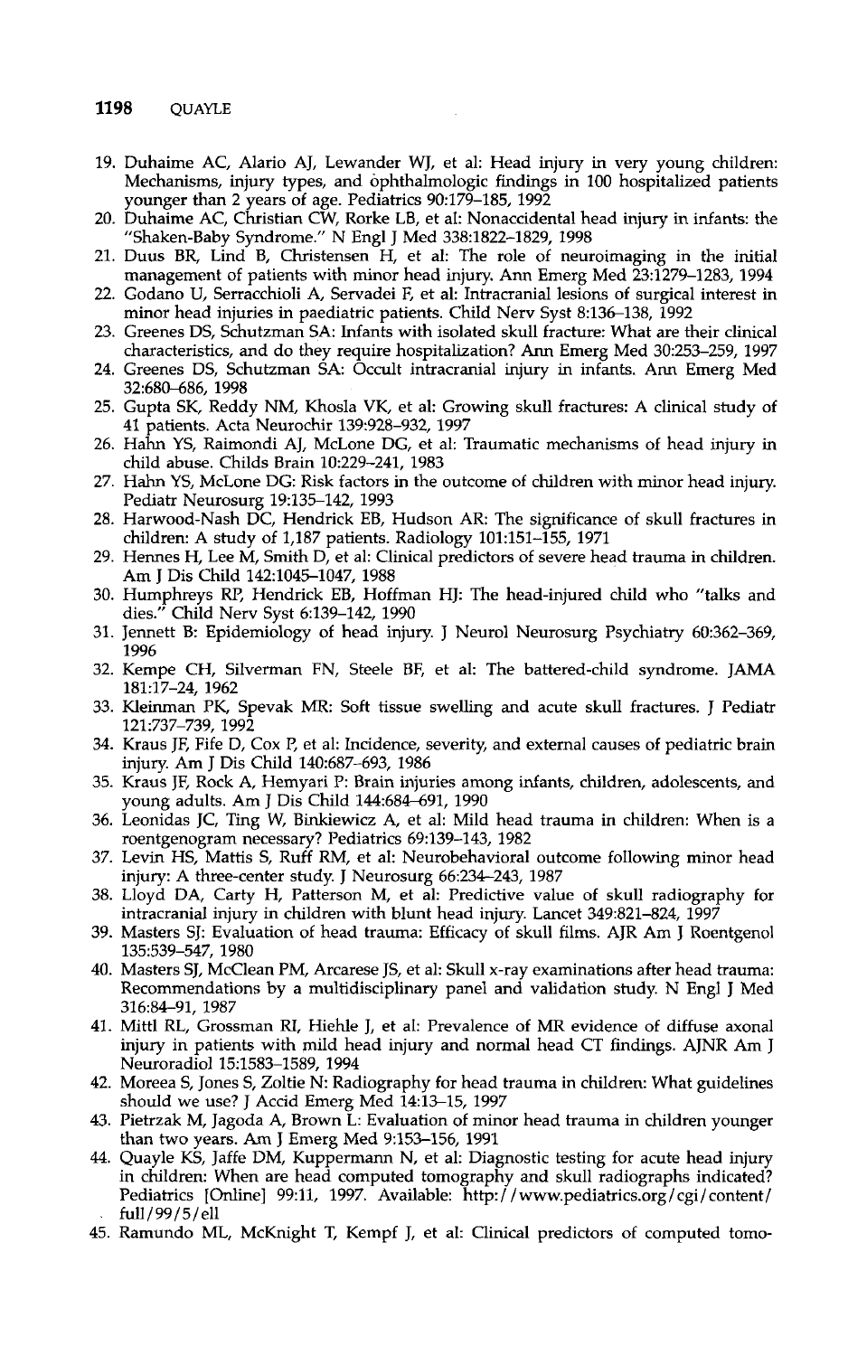19. Duhaime AC, Alario AJ, Lewander WJ, et al: Head injury in very young children: Mechanisms, injury types, and ophthalmologic findings in 100 hospitalized patients younger than 2 years of age. Pediatrics 90:179–185, 1992
20. Duhaime AC, Christian CW, Rorke LB, et al: Nonaccidental head injury in infants: the "Shaken-Baby Syndrome." N Engl J Med 338:1822–1829, 1998
21. Duus BR, Lind B, Christensen H, et al: The role of neuroimaging in the initial management of patients with minor head injury. Ann Emerg Med 23:1279–1283, 1994
22. Godano U, Serracchioli A, Servadei F, et al: Intracranial lesions of surgical interest in minor head injuries in paediatric patients. Child Nerv Syst 8:136–138, 1992
23. Greenes DS, Schutzman SA: Infants with isolated skull fracture: What are their clinical characteristics, and do they require hospitalization? Ann Emerg Med 30:253–259, 1997
24. Greenes DS, Schutzman SA: Occult intracranial injury in infants. Ann Emerg Med 32:680–686, 1998
25. Gupta SK, Reddy NM, Khosla VK, et al: Growing skull fractures: A clinical study of 41 patients. Acta Neurochir 139:928–932, 1997
26. Hahn YS, Raimondi AJ, McLone DG, et al: Traumatic mechanisms of head injury in child abuse. Childs Brain 10:229–241, 1983
27. Hahn YS, McLone DG: Risk factors in the outcome of children with minor head injury. Pediatr Neurosurg 19:135–142, 1993
28. Harwood-Nash DC, Hendrick EB, Hudson AR: The significance of skull fractures in children: A study of 1,187 patients. Radiology 101:151–155, 1971
29. Hennes H, Lee M, Smith D, et al: Clinical predictors of severe head trauma in children. Am J Dis Child 142:1045–1047, 1988
30. Humphreys RP, Hendrick EB, Hoffman HJ: The head-injured child who "talks and dies." Child Nerv Syst 6:139–142, 1990
31. Jennett B: Epidemiology of head injury. J Neurol Neurosurg Psychiatry 60:362–369, 1996
32. Kempe CH, Silverman FN, Steele BF, et al: The battered-child syndrome. JAMA 181:17–24, 1962
33. Kleinman PK, Spevak MR: Soft tissue swelling and acute skull fractures. J Pediatr 121:737–739, 1992
34. Kraus JF, Fife D, Cox P, et al: Incidence, severity, and external causes of pediatric brain injury. Am J Dis Child 140:687–693, 1986
35. Kraus JF, Rock A, Hemyari P: Brain injuries among infants, children, adolescents, and young adults. Am J Dis Child 144:684–691, 1990
36. Leonidas JC, Ting W, Binkiewicz A, et al: Mild head trauma in children: When is a roentgenogram necessary? Pediatrics 69:139–143, 1982
37. Levin HS, Mattis S, Ruff RM, et al: Neurobehavioral outcome following minor head injury: A three-center study. J Neurosurg 66:234–243, 1987
38. Lloyd DA, Carty H, Patterson M, et al: Predictive value of skull radiography for intracranial injury in children with blunt head injury. Lancet 349:821–824, 1997
39. Masters SJ: Evaluation of head trauma: Efficacy of skull films. AJR Am J Roentgenol 135:539–547, 1980
40. Masters SJ, McClean PM, Arcarese JS, et al: Skull x-ray examinations after head trauma: Recommendations by a multidisciplinary panel and validation study. N Engl J Med 316:84–91, 1987
41. Mittl RL, Grossman RI, Hiehle J, et al: Prevalence of MR evidence of diffuse axonal injury in patients with mild head injury and normal head CT findings. AJNR Am J Neuroradiol 15:1583–1589, 1994
42. Moreea S, Jones S, Zoltie N: Radiography for head trauma in children: What guidelines should we use? J Accid Emerg Med 14:13–15, 1997
43. Pietrzak M, Jagoda A, Brown L: Evaluation of minor head trauma in children younger than two years. Am J Emerg Med 9:153–156, 1991
44. Quayle KS, Jaffe DM, Kuppermann N, et al: Diagnostic testing for acute head injury in children: When are head computed tomography and skull radiographs indicated? Pediatrics [Online] 99:11, 1997. Available: http://www.pediatrics.org/cgi/content/full/99/5/ell
45. Ramundo ML, McKnight T, Kempf J, et al: Clinical predictors of computed tomo-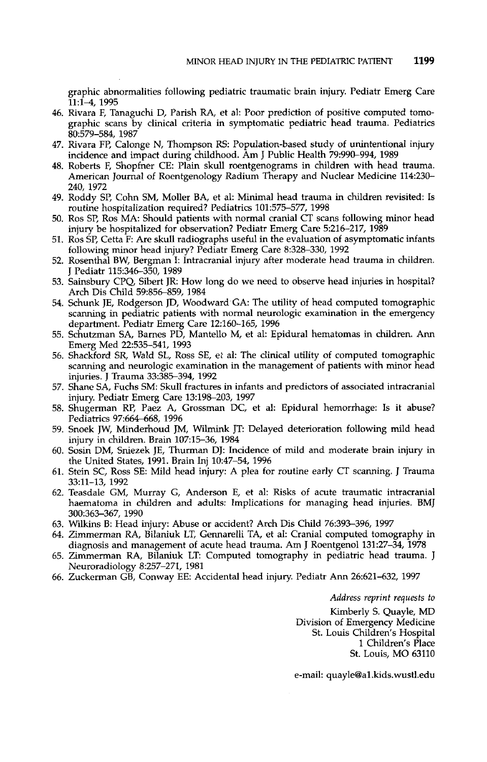graphic abnormalities following pediatric traumatic brain injury. Pediatr Emerg Care 11:1–4, 1995

46. Rivara F, Tanaguchi D, Parish RA, et al: Poor prediction of positive computed tomographic scans by clinical criteria in symptomatic pediatric head trauma. Pediatrics 80:579–584, 1987
47. Rivara FP, Calonge N, Thompson RS: Population-based study of unintentional injury incidence and impact during childhood. Am J Public Health 79:990–994, 1989
48. Roberts F, Shopfner CE: Plain skull roentgenograms in children with head trauma. American Journal of Roentgenology Radium Therapy and Nuclear Medicine 114:230–240, 1972
49. Roddy SP, Cohn SM, Moller BA, et al: Minimal head trauma in children revisited: Is routine hospitalization required? Pediatrics 101:575–577, 1998
50. Ros SP, Ros MA: Should patients with normal cranial CT scans following minor head injury be hospitalized for observation? Pediatr Emerg Care 5:216–217, 1989
51. Ros SP, Cetta F: Are skull radiographs useful in the evaluation of asymptomatic infants following minor head injury? Pediatr Emerg Care 8:328–330, 1992
52. Rosenthal BW, Bergman I: Intracranial injury after moderate head trauma in children. J Pediatr 115:346–350, 1989
53. Sainsbury CPQ, Sibert JR: How long do we need to observe head injuries in hospital? Arch Dis Child 59:856–859, 1984
54. Schunk JE, Rodgerson JD, Woodward GA: The utility of head computed tomographic scanning in pediatric patients with normal neurologic examination in the emergency department. Pediatr Emerg Care 12:160–165, 1996
55. Schutzman SA, Barnes PD, Mantello M, et al: Epidural hematomas in children. Ann Emerg Med 22:535–541, 1993
56. Shackford SR, Wald SL, Ross SE, et al: The clinical utility of computed tomographic scanning and neurologic examination in the management of patients with minor head injuries. J Trauma 33:385–394, 1992
57. Shane SA, Fuchs SM: Skull fractures in infants and predictors of associated intracranial injury. Pediatr Emerg Care 13:198–203, 1997
58. Shugerman RP, Paez A, Grossman DC, et al: Epidural hemorrhage: Is it abuse? Pediatrics 97:664–668, 1996
59. Snoek JW, Minderhoud JM, Wilmink JT: Delayed deterioration following mild head injury in children. Brain 107:15–36, 1984
60. Sosin DM, Sniezek JE, Thurman DJ: Incidence of mild and moderate brain injury in the United States, 1991. Brain Inj 10:47–54, 1996
61. Stein SC, Ross SE: Mild head injury: A plea for routine early CT scanning. J Trauma 33:11–13, 1992
62. Teasdale GM, Murray G, Anderson E, et al: Risks of acute traumatic intracranial haematoma in children and adults: Implications for managing head injuries. BMJ 300:363–367, 1990
63. Wilkins B: Head injury: Abuse or accident? Arch Dis Child 76:393–396, 1997
64. Zimmerman RA, Bilaniuk LT, Gennarelli TA, et al: Cranial computed tomography in diagnosis and management of acute head trauma. Am J Roentgenol 131:27–34, 1978
65. Zimmerman RA, Bilaniuk LT: Computed tomography in pediatric head trauma. J Neuroradiology 8:257–271, 1981
66. Zuckerman GB, Conway EE: Accidental head injury. Pediatr Ann 26:621–632, 1997

*Address reprint requests to*

Kimberly S. Quayle, MD
Division of Emergency Medicine
St. Louis Children's Hospital
1 Children's Place
St. Louis, MO 63110

e-mail: quayle@a1.kids.wustl.edu